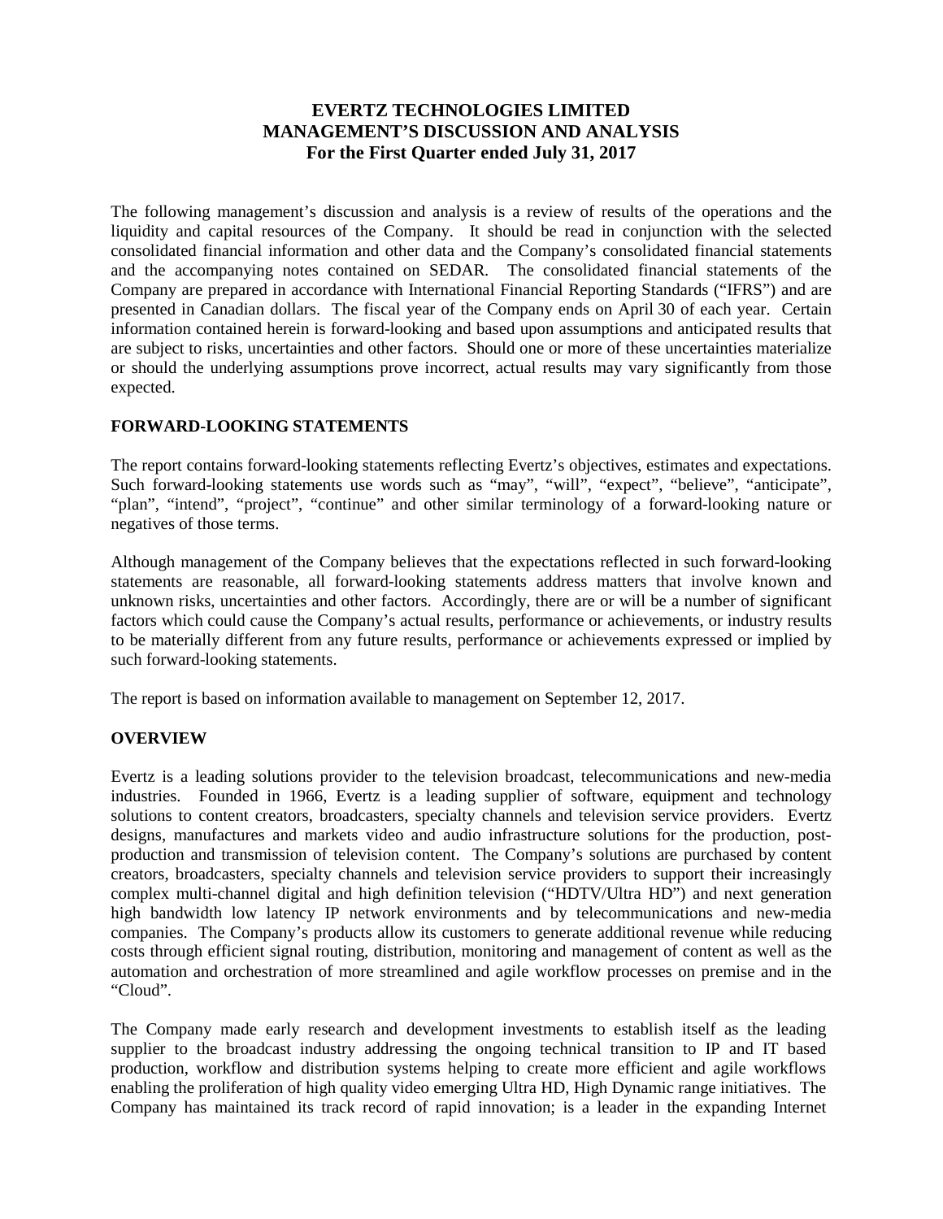# EVERTZ TECHNOLOGIES LIMITED
# MANAGEMENT'S DISCUSSION AND ANALYSIS
## For the First Quarter ended July 31, 2017

The following management's discussion and analysis is a review of results of the operations and the liquidity and capital resources of the Company. It should be read in conjunction with the selected consolidated financial information and other data and the Company's consolidated financial statements and the accompanying notes contained on SEDAR. The consolidated financial statements of the Company are prepared in accordance with International Financial Reporting Standards ("IFRS") and are presented in Canadian dollars. The fiscal year of the Company ends on April 30 of each year. Certain information contained herein is forward-looking and based upon assumptions and anticipated results that are subject to risks, uncertainties and other factors. Should one or more of these uncertainties materialize or should the underlying assumptions prove incorrect, actual results may vary significantly from those expected.

### FORWARD-LOOKING STATEMENTS

The report contains forward-looking statements reflecting Evertz's objectives, estimates and expectations. Such forward-looking statements use words such as "may", "will", "expect", "believe", "anticipate", "plan", "intend", "project", "continue" and other similar terminology of a forward-looking nature or negatives of those terms.

Although management of the Company believes that the expectations reflected in such forward-looking statements are reasonable, all forward-looking statements address matters that involve known and unknown risks, uncertainties and other factors. Accordingly, there are or will be a number of significant factors which could cause the Company's actual results, performance or achievements, or industry results to be materially different from any future results, performance or achievements expressed or implied by such forward-looking statements.

The report is based on information available to management on September 12, 2017.

### OVERVIEW

Evertz is a leading solutions provider to the television broadcast, telecommunications and new-media industries. Founded in 1966, Evertz is a leading supplier of software, equipment and technology solutions to content creators, broadcasters, specialty channels and television service providers. Evertz designs, manufactures and markets video and audio infrastructure solutions for the production, post-production and transmission of television content. The Company's solutions are purchased by content creators, broadcasters, specialty channels and television service providers to support their increasingly complex multi-channel digital and high definition television ("HDTV/Ultra HD") and next generation high bandwidth low latency IP network environments and by telecommunications and new-media companies. The Company's products allow its customers to generate additional revenue while reducing costs through efficient signal routing, distribution, monitoring and management of content as well as the automation and orchestration of more streamlined and agile workflow processes on premise and in the "Cloud".

The Company made early research and development investments to establish itself as the leading supplier to the broadcast industry addressing the ongoing technical transition to IP and IT based production, workflow and distribution systems helping to create more efficient and agile workflows enabling the proliferation of high quality video emerging Ultra HD, High Dynamic range initiatives. The Company has maintained its track record of rapid innovation; is a leader in the expanding Internet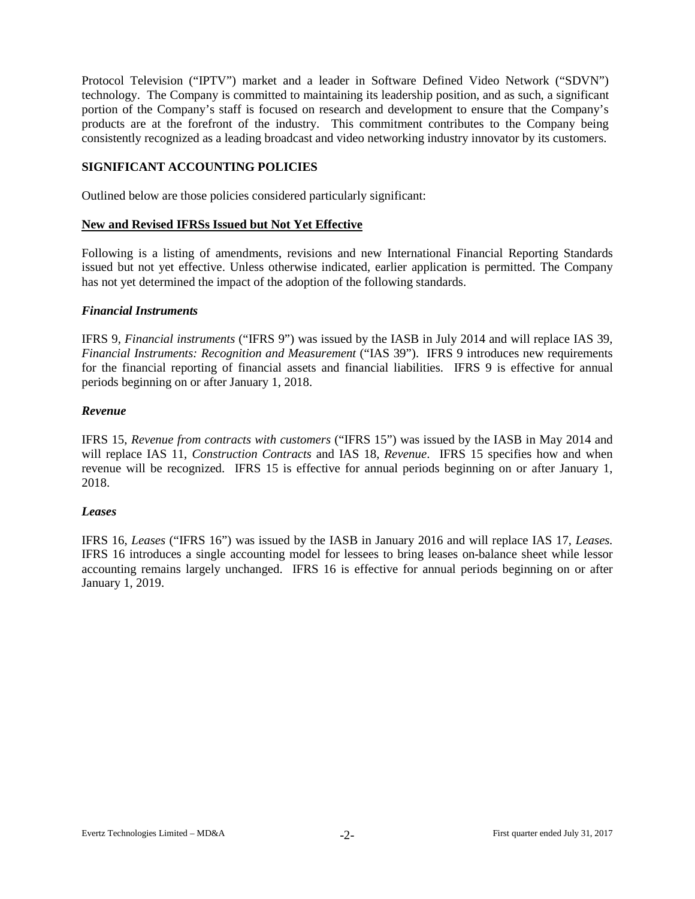Protocol Television ("IPTV") market and a leader in Software Defined Video Network ("SDVN") technology. The Company is committed to maintaining its leadership position, and as such, a significant portion of the Company's staff is focused on research and development to ensure that the Company's products are at the forefront of the industry. This commitment contributes to the Company being consistently recognized as a leading broadcast and video networking industry innovator by its customers.

## SIGNIFICANT ACCOUNTING POLICIES

Outlined below are those policies considered particularly significant:

### New and Revised IFRSs Issued but Not Yet Effective

Following is a listing of amendments, revisions and new International Financial Reporting Standards issued but not yet effective. Unless otherwise indicated, earlier application is permitted. The Company has not yet determined the impact of the adoption of the following standards.

#### *Financial Instruments*

IFRS 9, *Financial instruments* ("IFRS 9") was issued by the IASB in July 2014 and will replace IAS 39, *Financial Instruments: Recognition and Measurement* ("IAS 39"). IFRS 9 introduces new requirements for the financial reporting of financial assets and financial liabilities. IFRS 9 is effective for annual periods beginning on or after January 1, 2018.

#### *Revenue*

IFRS 15, *Revenue from contracts with customers* ("IFRS 15") was issued by the IASB in May 2014 and will replace IAS 11, *Construction Contracts* and IAS 18, *Revenue*. IFRS 15 specifies how and when revenue will be recognized. IFRS 15 is effective for annual periods beginning on or after January 1, 2018.

#### *Leases*

IFRS 16, *Leases* ("IFRS 16") was issued by the IASB in January 2016 and will replace IAS 17, *Leases*. IFRS 16 introduces a single accounting model for lessees to bring leases on-balance sheet while lessor accounting remains largely unchanged. IFRS 16 is effective for annual periods beginning on or after January 1, 2019.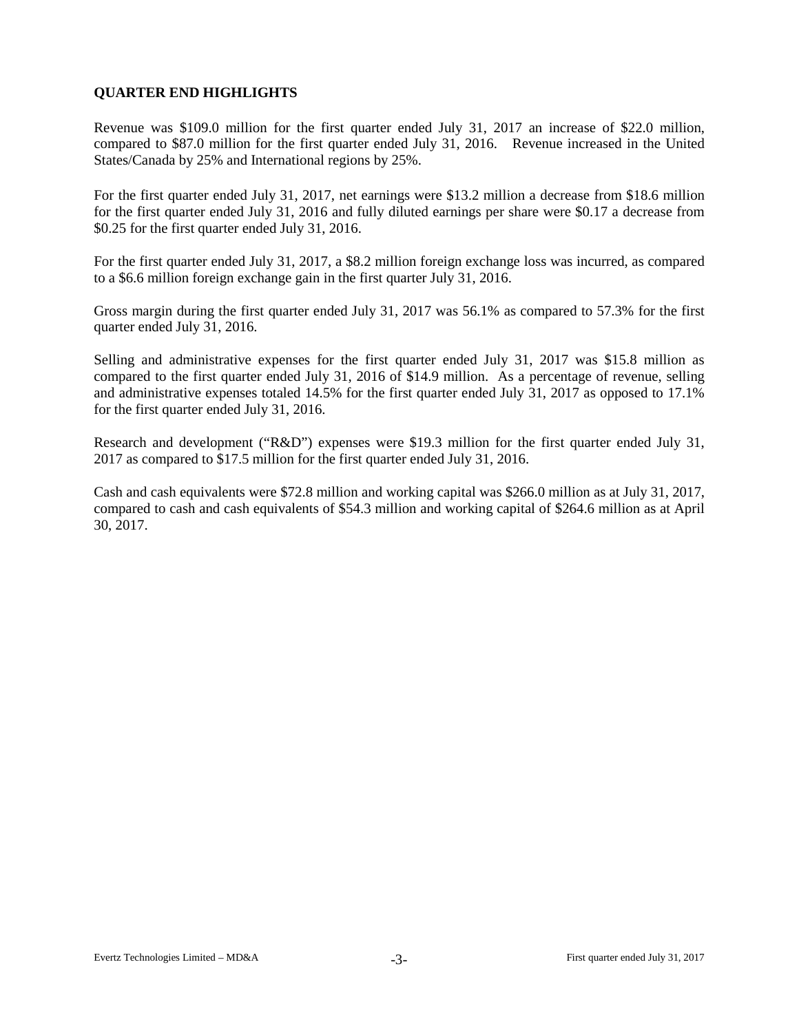## QUARTER END HIGHLIGHTS

Revenue was $109.0 million for the first quarter ended July 31, 2017 an increase of $22.0 million, compared to $87.0 million for the first quarter ended July 31, 2016. Revenue increased in the United States/Canada by 25% and International regions by 25%.

For the first quarter ended July 31, 2017, net earnings were $13.2 million a decrease from $18.6 million for the first quarter ended July 31, 2016 and fully diluted earnings per share were $0.17 a decrease from $0.25 for the first quarter ended July 31, 2016.

For the first quarter ended July 31, 2017, a $8.2 million foreign exchange loss was incurred, as compared to a $6.6 million foreign exchange gain in the first quarter July 31, 2016.

Gross margin during the first quarter ended July 31, 2017 was 56.1% as compared to 57.3% for the first quarter ended July 31, 2016.

Selling and administrative expenses for the first quarter ended July 31, 2017 was $15.8 million as compared to the first quarter ended July 31, 2016 of $14.9 million. As a percentage of revenue, selling and administrative expenses totaled 14.5% for the first quarter ended July 31, 2017 as opposed to 17.1% for the first quarter ended July 31, 2016.

Research and development ("R&D") expenses were $19.3 million for the first quarter ended July 31, 2017 as compared to $17.5 million for the first quarter ended July 31, 2016.

Cash and cash equivalents were $72.8 million and working capital was $266.0 million as at July 31, 2017, compared to cash and cash equivalents of $54.3 million and working capital of $264.6 million as at April 30, 2017.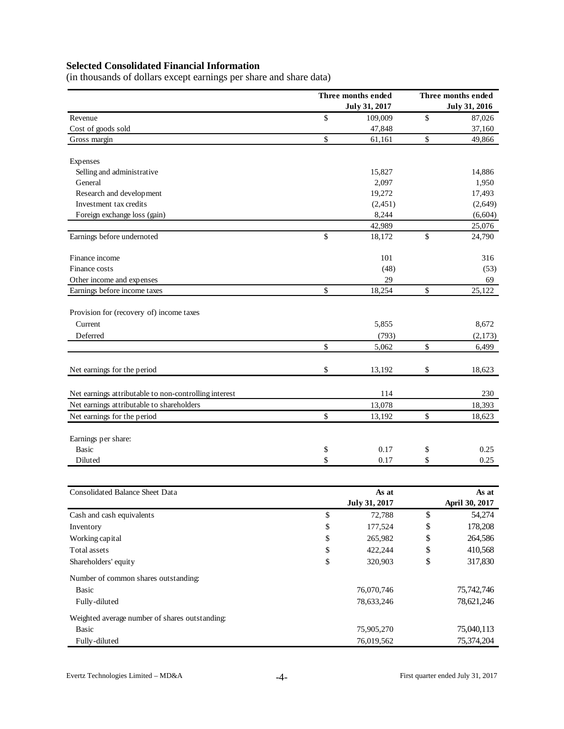## Selected Consolidated Financial Information

(in thousands of dollars except earnings per share and share data)

| | Three months ended July 31, 2017 | Three months ended July 31, 2016 |
|---|---|---|
| Revenue | $ 109,009 | $ 87,026 |
| Cost of goods sold | 47,848 | 37,160 |
| Gross margin | $ 61,161 | $ 49,866 |
| | | |
| Expenses | | |
| Selling and administrative | 15,827 | 14,886 |
| General | 2,097 | 1,950 |
| Research and development | 19,272 | 17,493 |
| Investment tax credits | (2,451) | (2,649) |
| Foreign exchange loss (gain) | 8,244 | (6,604) |
| | 42,989 | 25,076 |
| Earnings before undernoted | $ 18,172 | $ 24,790 |
| | | |
| Finance income | 101 | 316 |
| Finance costs | (48) | (53) |
| Other income and expenses | 29 | 69 |
| Earnings before income taxes | $ 18,254 | $ 25,122 |
| | | |
| Provision for (recovery of) income taxes | | |
| Current | 5,855 | 8,672 |
| Deferred | (793) | (2,173) |
| | $ 5,062 | $ 6,499 |
| | | |
| Net earnings for the period | $ 13,192 | $ 18,623 |
| | | |
| Net earnings attributable to non-controlling interest | 114 | 230 |
| Net earnings attributable to shareholders | 13,078 | 18,393 |
| Net earnings for the period | $ 13,192 | $ 18,623 |
| | | |
| Earnings per share: | | |
| Basic | $ 0.17 | $ 0.25 |
| Diluted | $ 0.17 | $ 0.25 |

| Consolidated Balance Sheet Data | As at July 31, 2017 | As at April 30, 2017 |
|---|---|---|
| Cash and cash equivalents | $ 72,788 | $ 54,274 |
| Inventory | $ 177,524 | $ 178,208 |
| Working capital | $ 265,982 | $ 264,586 |
| Total assets | $ 422,244 | $ 410,568 |
| Shareholders' equity | $ 320,903 | $ 317,830 |
| Number of common shares outstanding: | | |
| Basic | 76,070,746 | 75,742,746 |
| Fully-diluted | 78,633,246 | 78,621,246 |
| Weighted average number of shares outstanding: | | |
| Basic | 75,905,270 | 75,040,113 |
| Fully-diluted | 76,019,562 | 75,374,204 |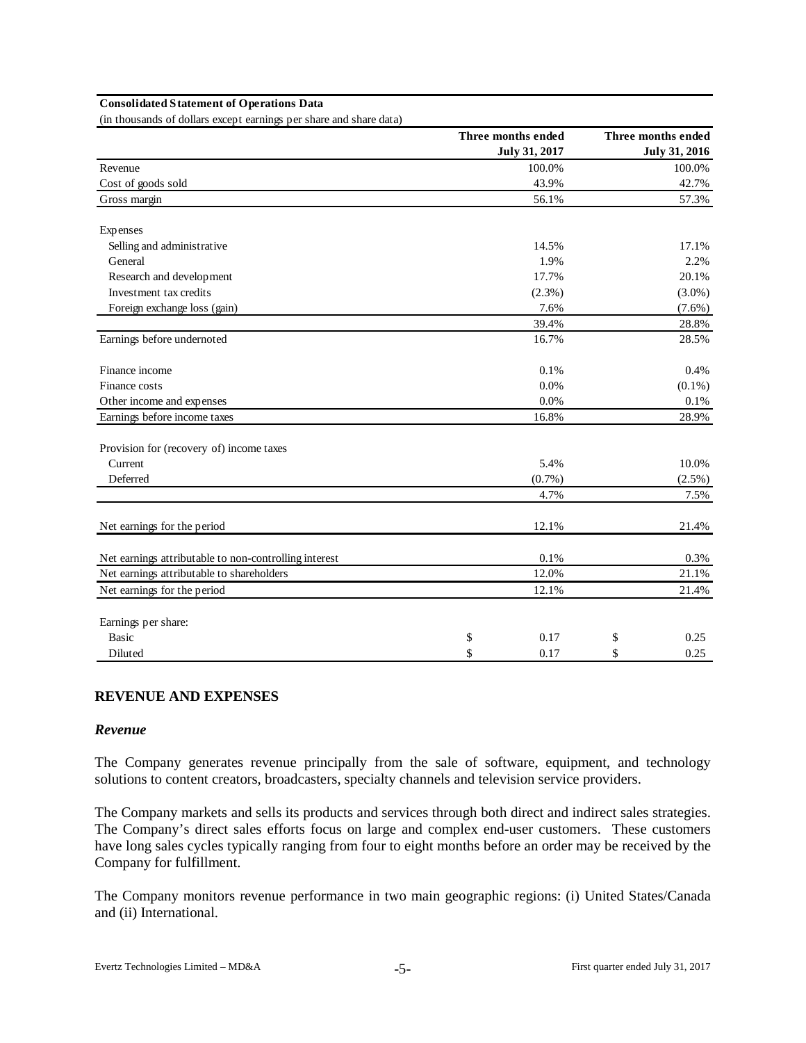**Consolidated Statement of Operations Data**

(in thousands of dollars except earnings per share and share data)

| | Three months ended July 31, 2017 | Three months ended July 31, 2016 |
|---|---|---|
| Revenue | 100.0% | 100.0% |
| Cost of goods sold | 43.9% | 42.7% |
| Gross margin | 56.1% | 57.3% |
| | | |
| Expenses | | |
| Selling and administrative | 14.5% | 17.1% |
| General | 1.9% | 2.2% |
| Research and development | 17.7% | 20.1% |
| Investment tax credits | (2.3%) | (3.0%) |
| Foreign exchange loss (gain) | 7.6% | (7.6%) |
| | 39.4% | 28.8% |
| Earnings before undernoted | 16.7% | 28.5% |
| | | |
| Finance income | 0.1% | 0.4% |
| Finance costs | 0.0% | (0.1%) |
| Other income and expenses | 0.0% | 0.1% |
| Earnings before income taxes | 16.8% | 28.9% |
| | | |
| Provision for (recovery of) income taxes | | |
| Current | 5.4% | 10.0% |
| Deferred | (0.7%) | (2.5%) |
| | 4.7% | 7.5% |
| | | |
| Net earnings for the period | 12.1% | 21.4% |
| | | |
| Net earnings attributable to non-controlling interest | 0.1% | 0.3% |
| Net earnings attributable to shareholders | 12.0% | 21.1% |
| Net earnings for the period | 12.1% | 21.4% |
| | | |
| Earnings per share: | | |
| Basic | $ 0.17 | $ 0.25 |
| Diluted | $ 0.17 | $ 0.25 |

## REVENUE AND EXPENSES

### *Revenue*

The Company generates revenue principally from the sale of software, equipment, and technology solutions to content creators, broadcasters, specialty channels and television service providers.

The Company markets and sells its products and services through both direct and indirect sales strategies. The Company's direct sales efforts focus on large and complex end-user customers. These customers have long sales cycles typically ranging from four to eight months before an order may be received by the Company for fulfillment.

The Company monitors revenue performance in two main geographic regions: (i) United States/Canada and (ii) International.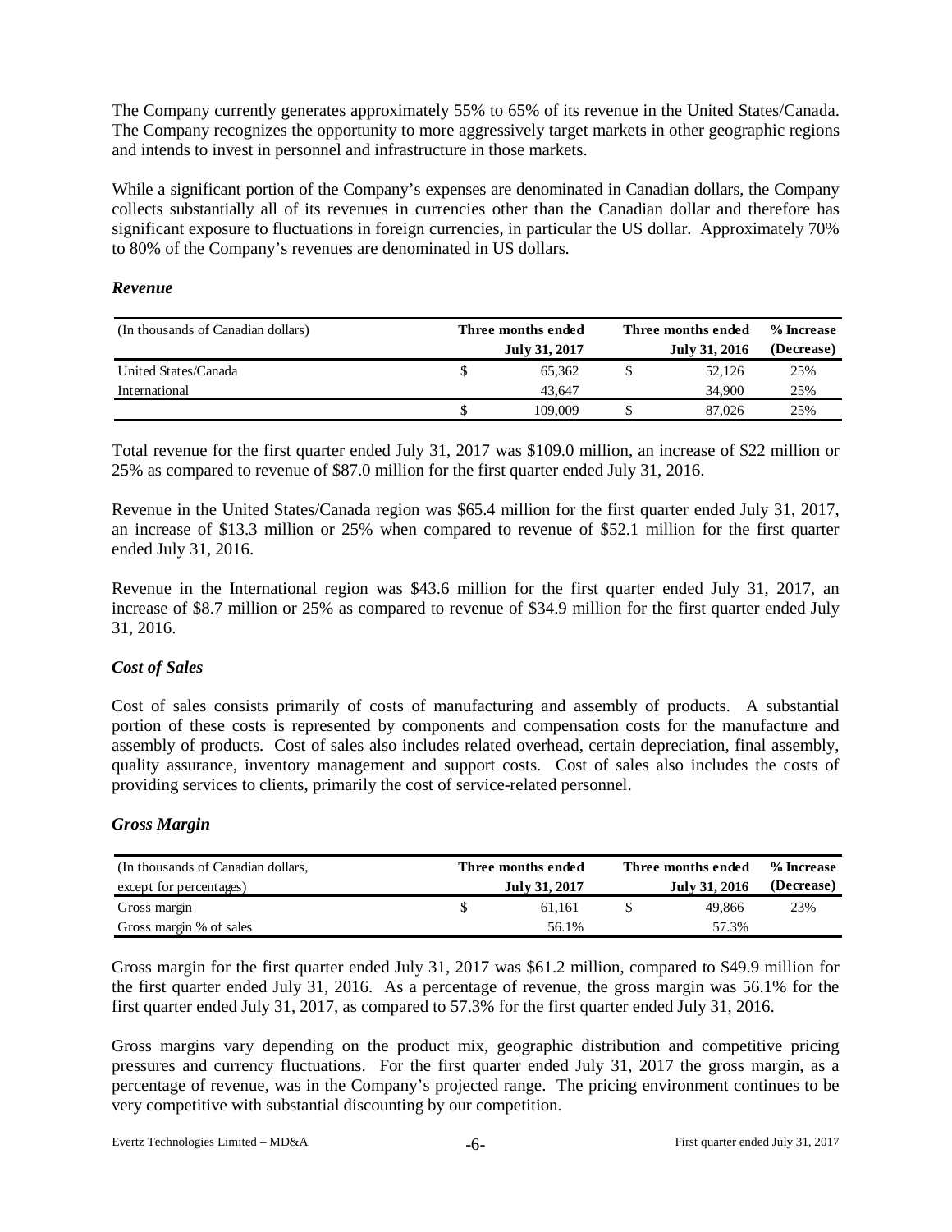The Company currently generates approximately 55% to 65% of its revenue in the United States/Canada. The Company recognizes the opportunity to more aggressively target markets in other geographic regions and intends to invest in personnel and infrastructure in those markets.

While a significant portion of the Company's expenses are denominated in Canadian dollars, the Company collects substantially all of its revenues in currencies other than the Canadian dollar and therefore has significant exposure to fluctuations in foreign currencies, in particular the US dollar. Approximately 70% to 80% of the Company's revenues are denominated in US dollars.

### *Revenue*

| (In thousands of Canadian dollars) | Three months ended July 31, 2017 | Three months ended July 31, 2016 | % Increase (Decrease) |
|---|---|---|---|
| United States/Canada | $ 65,362 | $ 52,126 | 25% |
| International | 43,647 | 34,900 | 25% |
| | $ 109,009 | $ 87,026 | 25% |

Total revenue for the first quarter ended July 31, 2017 was $109.0 million, an increase of $22 million or 25% as compared to revenue of $87.0 million for the first quarter ended July 31, 2016.

Revenue in the United States/Canada region was $65.4 million for the first quarter ended July 31, 2017, an increase of $13.3 million or 25% when compared to revenue of $52.1 million for the first quarter ended July 31, 2016.

Revenue in the International region was $43.6 million for the first quarter ended July 31, 2017, an increase of $8.7 million or 25% as compared to revenue of $34.9 million for the first quarter ended July 31, 2016.

### *Cost of Sales*

Cost of sales consists primarily of costs of manufacturing and assembly of products. A substantial portion of these costs is represented by components and compensation costs for the manufacture and assembly of products. Cost of sales also includes related overhead, certain depreciation, final assembly, quality assurance, inventory management and support costs. Cost of sales also includes the costs of providing services to clients, primarily the cost of service-related personnel.

### *Gross Margin*

| (In thousands of Canadian dollars, except for percentages) | Three months ended July 31, 2017 | Three months ended July 31, 2016 | % Increase (Decrease) |
|---|---|---|---|
| Gross margin | $ 61,161 | $ 49,866 | 23% |
| Gross margin % of sales | 56.1% | 57.3% | |

Gross margin for the first quarter ended July 31, 2017 was $61.2 million, compared to $49.9 million for the first quarter ended July 31, 2016. As a percentage of revenue, the gross margin was 56.1% for the first quarter ended July 31, 2017, as compared to 57.3% for the first quarter ended July 31, 2016.

Gross margins vary depending on the product mix, geographic distribution and competitive pricing pressures and currency fluctuations. For the first quarter ended July 31, 2017 the gross margin, as a percentage of revenue, was in the Company's projected range. The pricing environment continues to be very competitive with substantial discounting by our competition.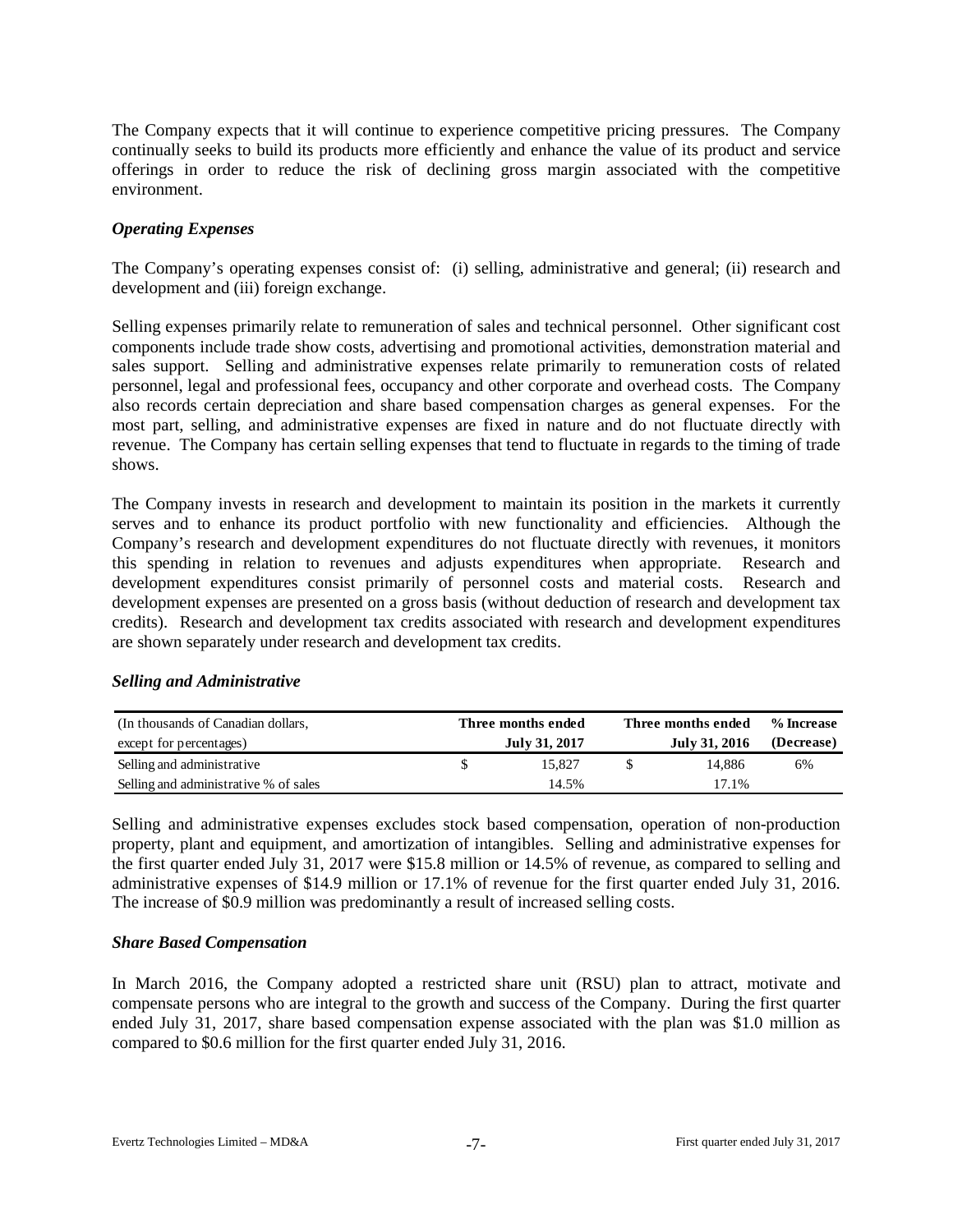The Company expects that it will continue to experience competitive pricing pressures. The Company continually seeks to build its products more efficiently and enhance the value of its product and service offerings in order to reduce the risk of declining gross margin associated with the competitive environment.

### *Operating Expenses*

The Company's operating expenses consist of: (i) selling, administrative and general; (ii) research and development and (iii) foreign exchange.

Selling expenses primarily relate to remuneration of sales and technical personnel. Other significant cost components include trade show costs, advertising and promotional activities, demonstration material and sales support. Selling and administrative expenses relate primarily to remuneration costs of related personnel, legal and professional fees, occupancy and other corporate and overhead costs. The Company also records certain depreciation and share based compensation charges as general expenses. For the most part, selling, and administrative expenses are fixed in nature and do not fluctuate directly with revenue. The Company has certain selling expenses that tend to fluctuate in regards to the timing of trade shows.

The Company invests in research and development to maintain its position in the markets it currently serves and to enhance its product portfolio with new functionality and efficiencies. Although the Company's research and development expenditures do not fluctuate directly with revenues, it monitors this spending in relation to revenues and adjusts expenditures when appropriate. Research and development expenditures consist primarily of personnel costs and material costs. Research and development expenses are presented on a gross basis (without deduction of research and development tax credits). Research and development tax credits associated with research and development expenditures are shown separately under research and development tax credits.

### *Selling and Administrative*

| (In thousands of Canadian dollars, except for percentages) | Three months ended July 31, 2017 | Three months ended July 31, 2016 | % Increase (Decrease) |
|---|---|---|---|
| Selling and administrative | $ 15,827 | $ 14,886 | 6% |
| Selling and administrative % of sales | 14.5% | 17.1% | |

Selling and administrative expenses excludes stock based compensation, operation of non-production property, plant and equipment, and amortization of intangibles. Selling and administrative expenses for the first quarter ended July 31, 2017 were $15.8 million or 14.5% of revenue, as compared to selling and administrative expenses of $14.9 million or 17.1% of revenue for the first quarter ended July 31, 2016. The increase of $0.9 million was predominantly a result of increased selling costs.

### *Share Based Compensation*

In March 2016, the Company adopted a restricted share unit (RSU) plan to attract, motivate and compensate persons who are integral to the growth and success of the Company. During the first quarter ended July 31, 2017, share based compensation expense associated with the plan was $1.0 million as compared to $0.6 million for the first quarter ended July 31, 2016.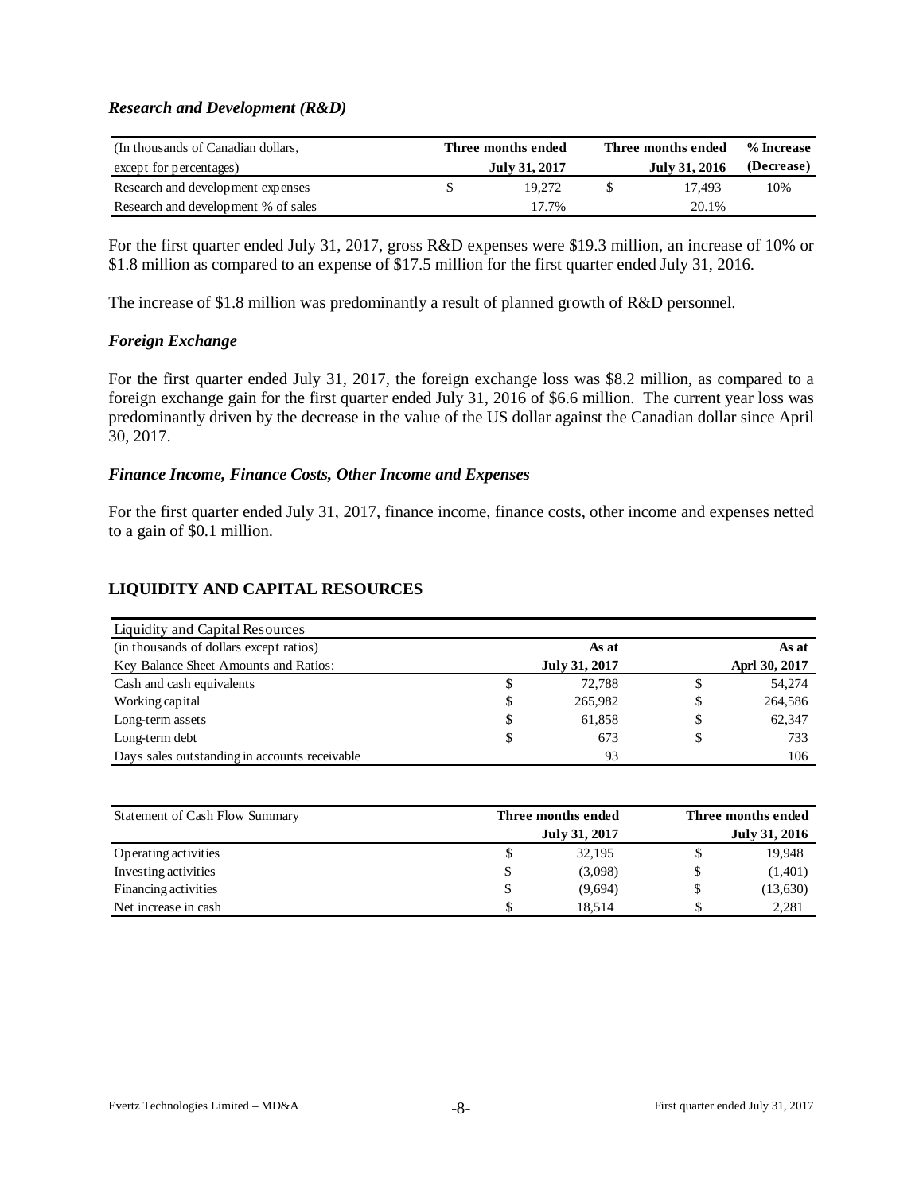### *Research and Development (R&D)*

| (In thousands of Canadian dollars, except for percentages) | Three months ended July 31, 2017 | Three months ended July 31, 2016 | % Increase (Decrease) |
|---|---|---|---|
| Research and development expenses | $ 19,272 | $ 17,493 | 10% |
| Research and development % of sales | 17.7% | 20.1% | |

For the first quarter ended July 31, 2017, gross R&D expenses were $19.3 million, an increase of 10% or $1.8 million as compared to an expense of $17.5 million for the first quarter ended July 31, 2016.

The increase of $1.8 million was predominantly a result of planned growth of R&D personnel.

### *Foreign Exchange*

For the first quarter ended July 31, 2017, the foreign exchange loss was $8.2 million, as compared to a foreign exchange gain for the first quarter ended July 31, 2016 of $6.6 million. The current year loss was predominantly driven by the decrease in the value of the US dollar against the Canadian dollar since April 30, 2017.

### *Finance Income, Finance Costs, Other Income and Expenses*

For the first quarter ended July 31, 2017, finance income, finance costs, other income and expenses netted to a gain of $0.1 million.

## LIQUIDITY AND CAPITAL RESOURCES

| Liquidity and Capital Resources | | |
|---|---|---|
| (in thousands of dollars except ratios) | As at | As at |
| Key Balance Sheet Amounts and Ratios: | July 31, 2017 | Aprl 30, 2017 |
| Cash and cash equivalents | $ 72,788 | $ 54,274 |
| Working capital | $ 265,982 | $ 264,586 |
| Long-term assets | $ 61,858 | $ 62,347 |
| Long-term debt | $ 673 | $ 733 |
| Days sales outstanding in accounts receivable | 93 | 106 |

| Statement of Cash Flow Summary | Three months ended July 31, 2017 | Three months ended July 31, 2016 |
|---|---|---|
| Operating activities | $ 32,195 | $ 19,948 |
| Investing activities | $ (3,098) | $ (1,401) |
| Financing activities | $ (9,694) | $ (13,630) |
| Net increase in cash | $ 18,514 | $ 2,281 |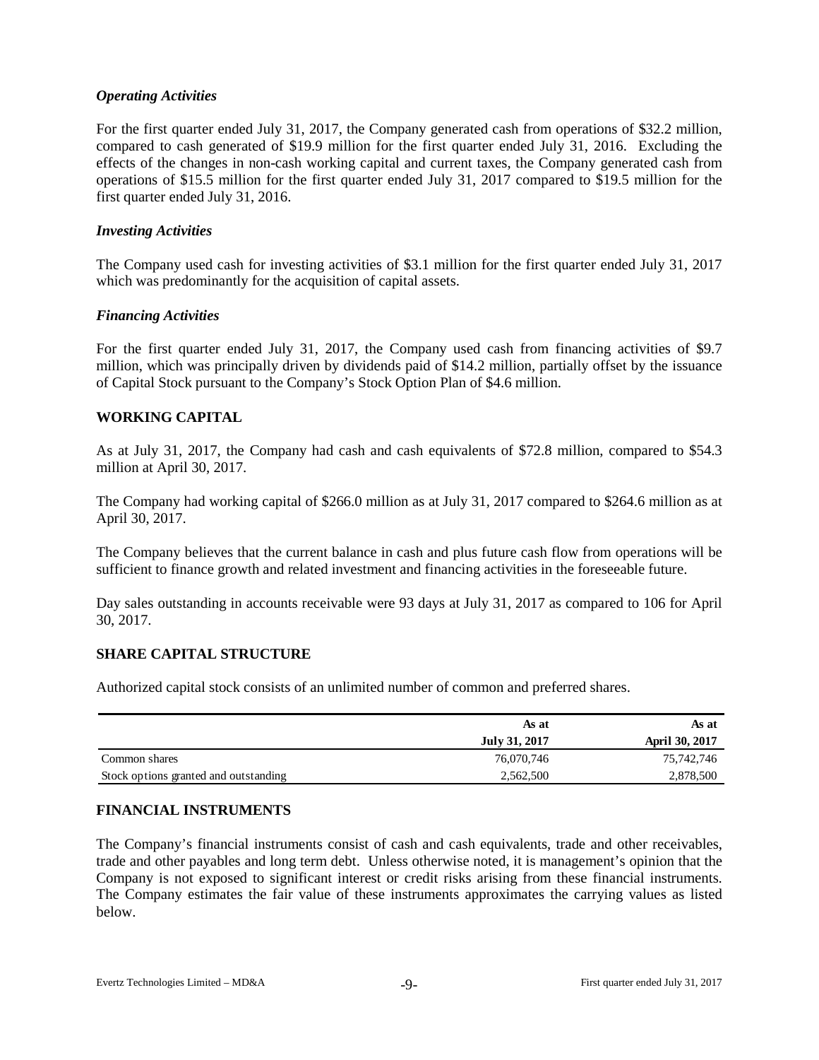### *Operating Activities*

For the first quarter ended July 31, 2017, the Company generated cash from operations of $32.2 million, compared to cash generated of $19.9 million for the first quarter ended July 31, 2016. Excluding the effects of the changes in non-cash working capital and current taxes, the Company generated cash from operations of $15.5 million for the first quarter ended July 31, 2017 compared to $19.5 million for the first quarter ended July 31, 2016.

### *Investing Activities*

The Company used cash for investing activities of $3.1 million for the first quarter ended July 31, 2017 which was predominantly for the acquisition of capital assets.

### *Financing Activities*

For the first quarter ended July 31, 2017, the Company used cash from financing activities of $9.7 million, which was principally driven by dividends paid of $14.2 million, partially offset by the issuance of Capital Stock pursuant to the Company's Stock Option Plan of $4.6 million.

## WORKING CAPITAL

As at July 31, 2017, the Company had cash and cash equivalents of $72.8 million, compared to $54.3 million at April 30, 2017.

The Company had working capital of $266.0 million as at July 31, 2017 compared to $264.6 million as at April 30, 2017.

The Company believes that the current balance in cash and plus future cash flow from operations will be sufficient to finance growth and related investment and financing activities in the foreseeable future.

Day sales outstanding in accounts receivable were 93 days at July 31, 2017 as compared to 106 for April 30, 2017.

## SHARE CAPITAL STRUCTURE

Authorized capital stock consists of an unlimited number of common and preferred shares.

| | As at **July 31, 2017** | As at **April 30, 2017** |
|---|---|---|
| Common shares | 76,070,746 | 75,742,746 |
| Stock options granted and outstanding | 2,562,500 | 2,878,500 |

## FINANCIAL INSTRUMENTS

The Company's financial instruments consist of cash and cash equivalents, trade and other receivables, trade and other payables and long term debt. Unless otherwise noted, it is management's opinion that the Company is not exposed to significant interest or credit risks arising from these financial instruments. The Company estimates the fair value of these instruments approximates the carrying values as listed below.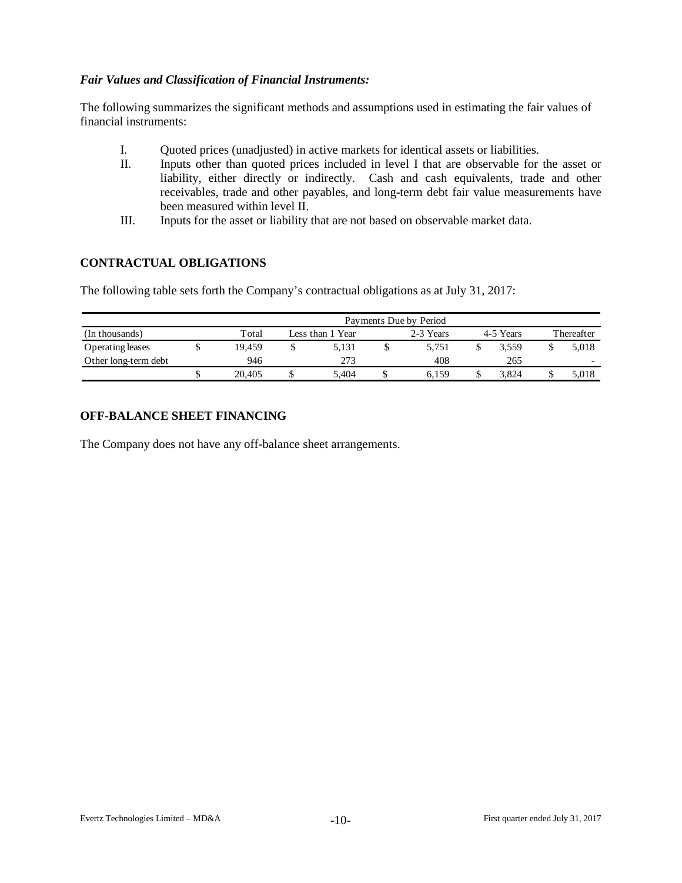*Fair Values and Classification of Financial Instruments:*

The following summarizes the significant methods and assumptions used in estimating the fair values of financial instruments:

I. Quoted prices (unadjusted) in active markets for identical assets or liabilities.

II. Inputs other than quoted prices included in level I that are observable for the asset or liability, either directly or indirectly. Cash and cash equivalents, trade and other receivables, trade and other payables, and long-term debt fair value measurements have been measured within level II.

III. Inputs for the asset or liability that are not based on observable market data.

## CONTRACTUAL OBLIGATIONS

The following table sets forth the Company's contractual obligations as at July 31, 2017:

| | Payments Due by Period | | | | |
|---|---|---|---|---|---|
| (In thousands) | Total | Less than 1 Year | 2-3 Years | 4-5 Years | Thereafter |
| Operating leases | $ 19,459 | $ 5,131 | $ 5,751 | $ 3,559 | $ 5,018 |
| Other long-term debt | 946 | 273 | 408 | 265 | - |
| | $ 20,405 | $ 5,404 | $ 6,159 | $ 3,824 | $ 5,018 |

## OFF-BALANCE SHEET FINANCING

The Company does not have any off-balance sheet arrangements.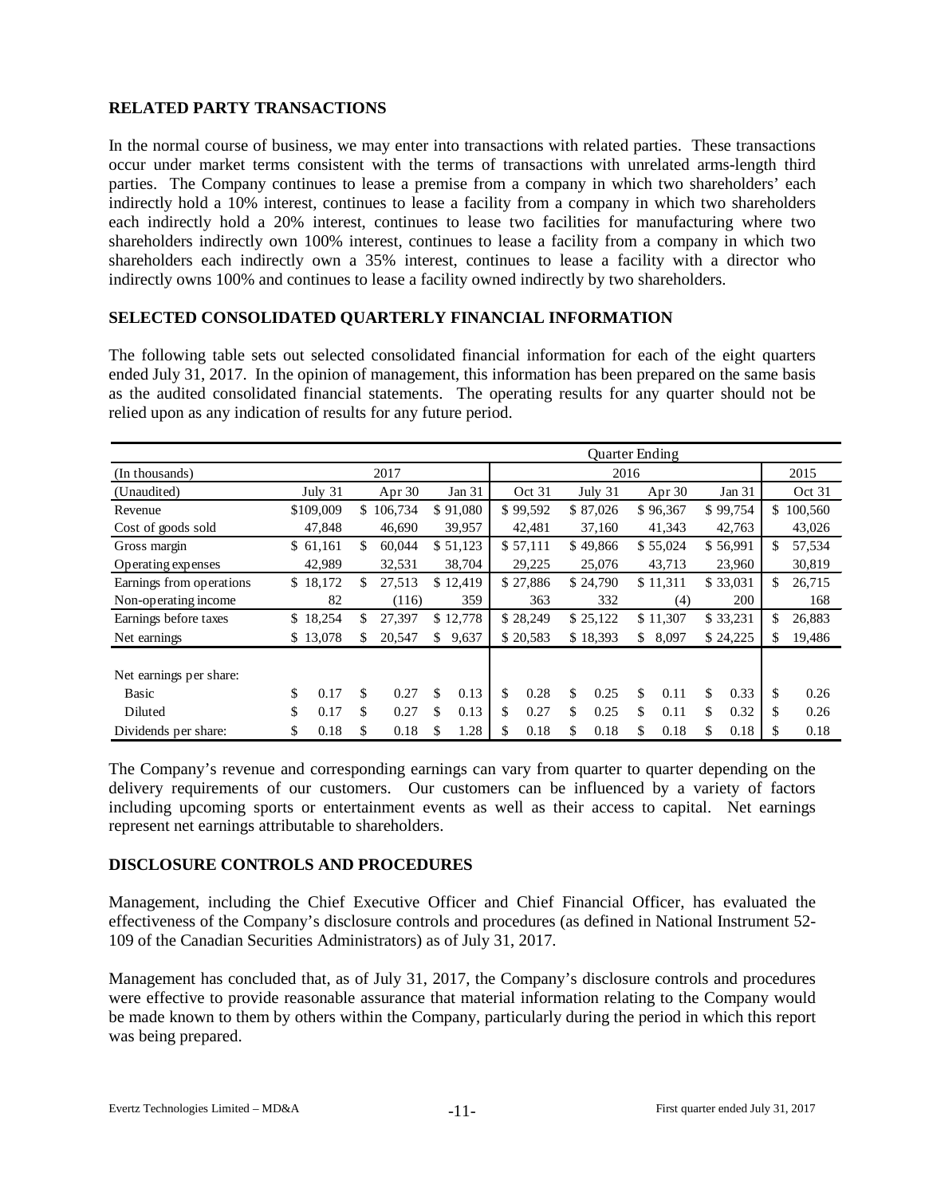## RELATED PARTY TRANSACTIONS

In the normal course of business, we may enter into transactions with related parties. These transactions occur under market terms consistent with the terms of transactions with unrelated arms-length third parties. The Company continues to lease a premise from a company in which two shareholders' each indirectly hold a 10% interest, continues to lease a facility from a company in which two shareholders each indirectly hold a 20% interest, continues to lease two facilities for manufacturing where two shareholders indirectly own 100% interest, continues to lease a facility from a company in which two shareholders each indirectly own a 35% interest, continues to lease a facility with a director who indirectly owns 100% and continues to lease a facility owned indirectly by two shareholders.

## SELECTED CONSOLIDATED QUARTERLY FINANCIAL INFORMATION

The following table sets out selected consolidated financial information for each of the eight quarters ended July 31, 2017. In the opinion of management, this information has been prepared on the same basis as the audited consolidated financial statements. The operating results for any quarter should not be relied upon as any indication of results for any future period.

| | Quarter Ending | | | | | | | |
|---|---|---|---|---|---|---|---|---|
| (In thousands) | 2017 | | | 2016 | | | | 2015 |
| (Unaudited) | July 31 | Apr 30 | Jan 31 | Oct 31 | July 31 | Apr 30 | Jan 31 | Oct 31 |
| Revenue | $109,009 | $ 106,734 | $ 91,080 | $ 99,592 | $ 87,026 | $ 96,367 | $ 99,754 | $ 100,560 |
| Cost of goods sold | 47,848 | 46,690 | 39,957 | 42,481 | 37,160 | 41,343 | 42,763 | 43,026 |
| Gross margin | $ 61,161 | $ 60,044 | $ 51,123 | $ 57,111 | $ 49,866 | $ 55,024 | $ 56,991 | $ 57,534 |
| Operating expenses | 42,989 | 32,531 | 38,704 | 29,225 | 25,076 | 43,713 | 23,960 | 30,819 |
| Earnings from operations | $ 18,172 | $ 27,513 | $ 12,419 | $ 27,886 | $ 24,790 | $ 11,311 | $ 33,031 | $ 26,715 |
| Non-operating income | 82 | (116) | 359 | 363 | 332 | (4) | 200 | 168 |
| Earnings before taxes | $ 18,254 | $ 27,397 | $ 12,778 | $ 28,249 | $ 25,122 | $ 11,307 | $ 33,231 | $ 26,883 |
| Net earnings | $ 13,078 | $ 20,547 | $ 9,637 | $ 20,583 | $ 18,393 | $ 8,097 | $ 24,225 | $ 19,486 |
| Net earnings per share: | | | | | | | | |
| Basic | $ 0.17 | $ 0.27 | $ 0.13 | $ 0.28 | $ 0.25 | $ 0.11 | $ 0.33 | $ 0.26 |
| Diluted | $ 0.17 | $ 0.27 | $ 0.13 | $ 0.27 | $ 0.25 | $ 0.11 | $ 0.32 | $ 0.26 |
| Dividends per share: | $ 0.18 | $ 0.18 | $ 1.28 | $ 0.18 | $ 0.18 | $ 0.18 | $ 0.18 | $ 0.18 |

The Company's revenue and corresponding earnings can vary from quarter to quarter depending on the delivery requirements of our customers. Our customers can be influenced by a variety of factors including upcoming sports or entertainment events as well as their access to capital. Net earnings represent net earnings attributable to shareholders.

## DISCLOSURE CONTROLS AND PROCEDURES

Management, including the Chief Executive Officer and Chief Financial Officer, has evaluated the effectiveness of the Company's disclosure controls and procedures (as defined in National Instrument 52-109 of the Canadian Securities Administrators) as of July 31, 2017.

Management has concluded that, as of July 31, 2017, the Company's disclosure controls and procedures were effective to provide reasonable assurance that material information relating to the Company would be made known to them by others within the Company, particularly during the period in which this report was being prepared.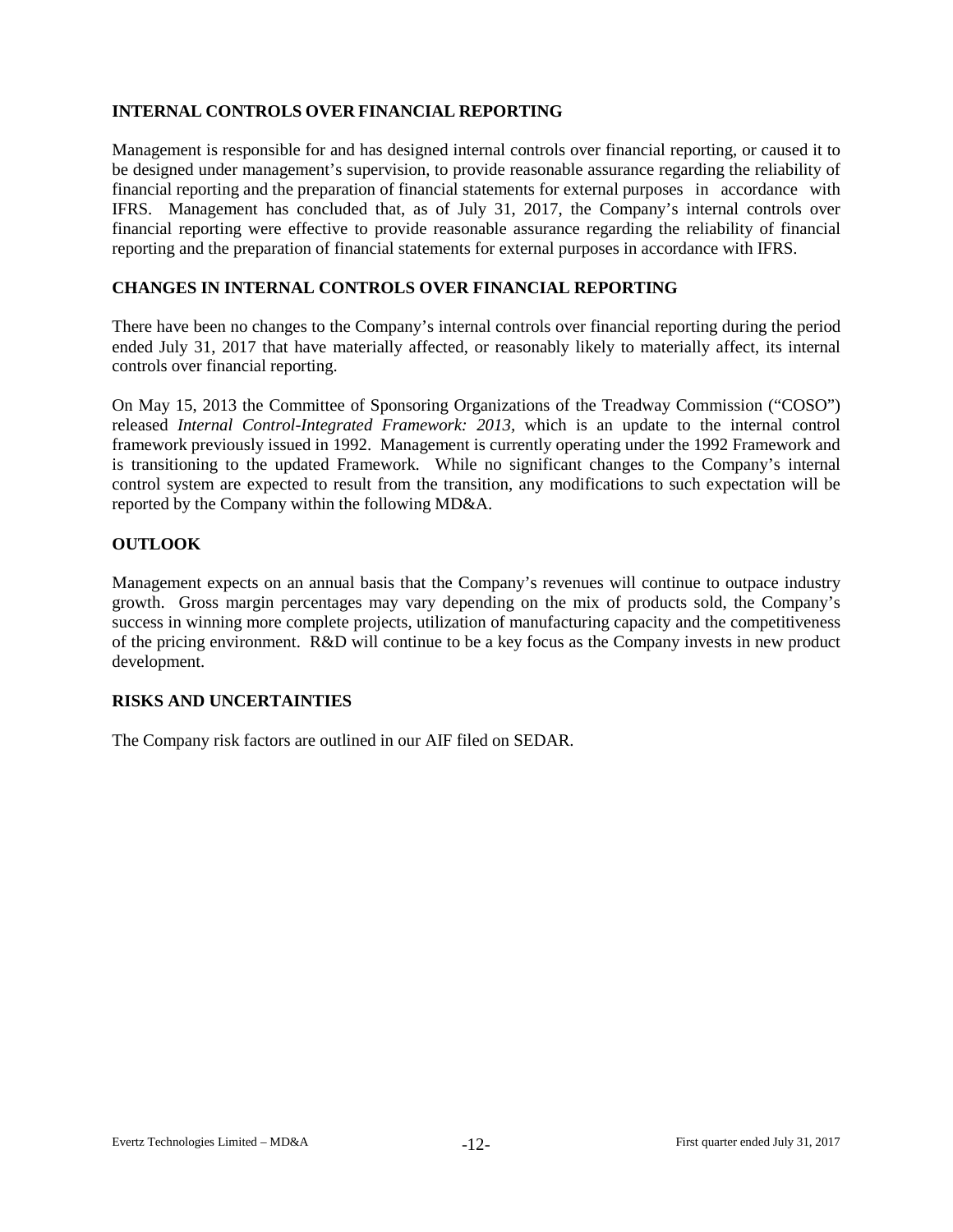## INTERNAL CONTROLS OVER FINANCIAL REPORTING

Management is responsible for and has designed internal controls over financial reporting, or caused it to be designed under management's supervision, to provide reasonable assurance regarding the reliability of financial reporting and the preparation of financial statements for external purposes in accordance with IFRS. Management has concluded that, as of July 31, 2017, the Company's internal controls over financial reporting were effective to provide reasonable assurance regarding the reliability of financial reporting and the preparation of financial statements for external purposes in accordance with IFRS.

## CHANGES IN INTERNAL CONTROLS OVER FINANCIAL REPORTING

There have been no changes to the Company's internal controls over financial reporting during the period ended July 31, 2017 that have materially affected, or reasonably likely to materially affect, its internal controls over financial reporting.

On May 15, 2013 the Committee of Sponsoring Organizations of the Treadway Commission ("COSO") released *Internal Control-Integrated Framework: 2013,* which is an update to the internal control framework previously issued in 1992. Management is currently operating under the 1992 Framework and is transitioning to the updated Framework. While no significant changes to the Company's internal control system are expected to result from the transition, any modifications to such expectation will be reported by the Company within the following MD&A.

## OUTLOOK

Management expects on an annual basis that the Company's revenues will continue to outpace industry growth. Gross margin percentages may vary depending on the mix of products sold, the Company's success in winning more complete projects, utilization of manufacturing capacity and the competitiveness of the pricing environment. R&D will continue to be a key focus as the Company invests in new product development.

## RISKS AND UNCERTAINTIES

The Company risk factors are outlined in our AIF filed on SEDAR.